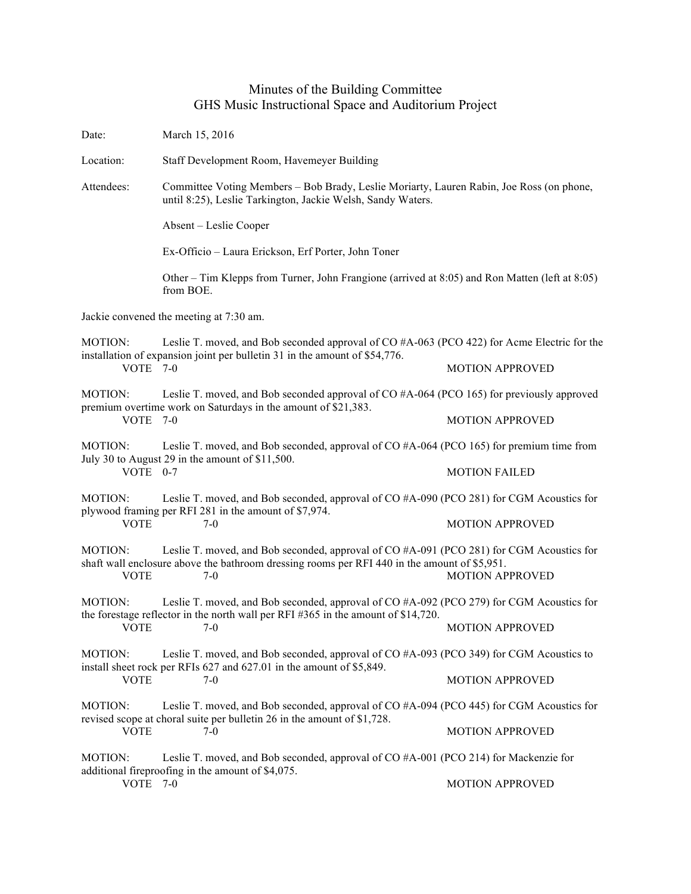# Minutes of the Building Committee
## GHS Music Instructional Space and Auditorium Project

Date: March 15, 2016

Location: Staff Development Room, Havemeyer Building

Attendees: Committee Voting Members – Bob Brady, Leslie Moriarty, Lauren Rabin, Joe Ross (on phone, until 8:25), Leslie Tarkington, Jackie Welsh, Sandy Waters.

Absent – Leslie Cooper

Ex-Officio – Laura Erickson, Erf Porter, John Toner

Other – Tim Klepps from Turner, John Frangione (arrived at 8:05) and Ron Matten (left at 8:05) from BOE.

Jackie convened the meeting at 7:30 am.

MOTION: Leslie T. moved, and Bob seconded approval of CO #A-063 (PCO 422) for Acme Electric for the installation of expansion joint per bulletin 31 in the amount of $54,776.
VOTE 7-0 MOTION APPROVED

MOTION: Leslie T. moved, and Bob seconded approval of CO #A-064 (PCO 165) for previously approved premium overtime work on Saturdays in the amount of $21,383.
VOTE 7-0 MOTION APPROVED

MOTION: Leslie T. moved, and Bob seconded, approval of CO #A-064 (PCO 165) for premium time from July 30 to August 29 in the amount of $11,500.
VOTE 0-7 MOTION FAILED

MOTION: Leslie T. moved, and Bob seconded, approval of CO #A-090 (PCO 281) for CGM Acoustics for plywood framing per RFI 281 in the amount of $7,974.
VOTE 7-0 MOTION APPROVED

MOTION: Leslie T. moved, and Bob seconded, approval of CO #A-091 (PCO 281) for CGM Acoustics for shaft wall enclosure above the bathroom dressing rooms per RFI 440 in the amount of $5,951.
VOTE 7-0 MOTION APPROVED

MOTION: Leslie T. moved, and Bob seconded, approval of CO #A-092 (PCO 279) for CGM Acoustics for the forestage reflector in the north wall per RFI #365 in the amount of $14,720.
VOTE 7-0 MOTION APPROVED

MOTION: Leslie T. moved, and Bob seconded, approval of CO #A-093 (PCO 349) for CGM Acoustics to install sheet rock per RFIs 627 and 627.01 in the amount of $5,849.
VOTE 7-0 MOTION APPROVED

MOTION: Leslie T. moved, and Bob seconded, approval of CO #A-094 (PCO 445) for CGM Acoustics for revised scope at choral suite per bulletin 26 in the amount of $1,728.
VOTE 7-0 MOTION APPROVED

MOTION: Leslie T. moved, and Bob seconded, approval of CO #A-001 (PCO 214) for Mackenzie for additional fireproofing in the amount of $4,075.
VOTE 7-0 MOTION APPROVED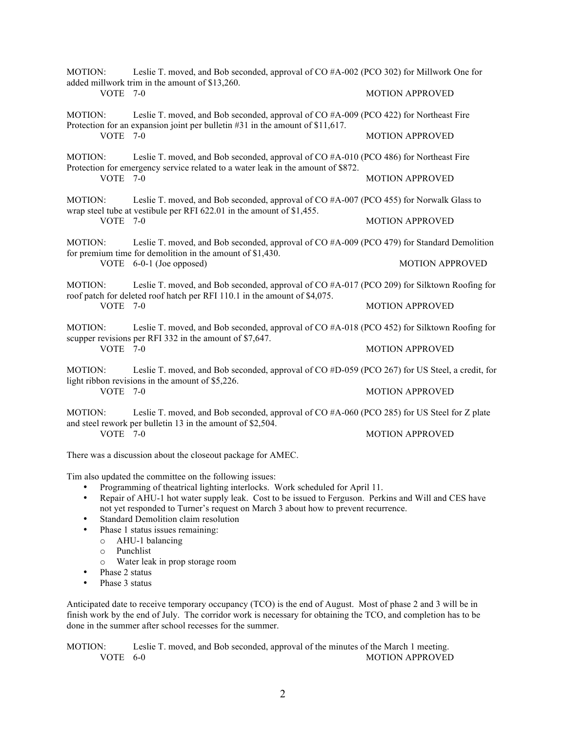MOTION: Leslie T. moved, and Bob seconded, approval of CO #A-002 (PCO 302) for Millwork One for added millwork trim in the amount of $13,260.
VOTE 7-0 MOTION APPROVED

MOTION: Leslie T. moved, and Bob seconded, approval of CO #A-009 (PCO 422) for Northeast Fire Protection for an expansion joint per bulletin #31 in the amount of $11,617.
VOTE 7-0 MOTION APPROVED

MOTION: Leslie T. moved, and Bob seconded, approval of CO #A-010 (PCO 486) for Northeast Fire Protection for emergency service related to a water leak in the amount of $872.
VOTE 7-0 MOTION APPROVED

MOTION: Leslie T. moved, and Bob seconded, approval of CO #A-007 (PCO 455) for Norwalk Glass to wrap steel tube at vestibule per RFI 622.01 in the amount of $1,455.
VOTE 7-0 MOTION APPROVED

MOTION: Leslie T. moved, and Bob seconded, approval of CO #A-009 (PCO 479) for Standard Demolition for premium time for demolition in the amount of $1,430.
VOTE 6-0-1 (Joe opposed) MOTION APPROVED

MOTION: Leslie T. moved, and Bob seconded, approval of CO #A-017 (PCO 209) for Silktown Roofing for roof patch for deleted roof hatch per RFI 110.1 in the amount of $4,075.
VOTE 7-0 MOTION APPROVED

MOTION: Leslie T. moved, and Bob seconded, approval of CO #A-018 (PCO 452) for Silktown Roofing for scupper revisions per RFI 332 in the amount of $7,647.
VOTE 7-0 MOTION APPROVED

MOTION: Leslie T. moved, and Bob seconded, approval of CO #D-059 (PCO 267) for US Steel, a credit, for light ribbon revisions in the amount of $5,226.
VOTE 7-0 MOTION APPROVED

MOTION: Leslie T. moved, and Bob seconded, approval of CO #A-060 (PCO 285) for US Steel for Z plate and steel rework per bulletin 13 in the amount of $2,504.
VOTE 7-0 MOTION APPROVED

There was a discussion about the closeout package for AMEC.

Tim also updated the committee on the following issues:

- Programming of theatrical lighting interlocks. Work scheduled for April 11.
- Repair of AHU-1 hot water supply leak. Cost to be issued to Ferguson. Perkins and Will and CES have not yet responded to Turner's request on March 3 about how to prevent recurrence.
- Standard Demolition claim resolution
- Phase 1 status issues remaining:
  - AHU-1 balancing
  - Punchlist
  - Water leak in prop storage room
- Phase 2 status
- Phase 3 status

Anticipated date to receive temporary occupancy (TCO) is the end of August. Most of phase 2 and 3 will be in finish work by the end of July. The corridor work is necessary for obtaining the TCO, and completion has to be done in the summer after school recesses for the summer.

MOTION: Leslie T. moved, and Bob seconded, approval of the minutes of the March 1 meeting.
VOTE 6-0 MOTION APPROVED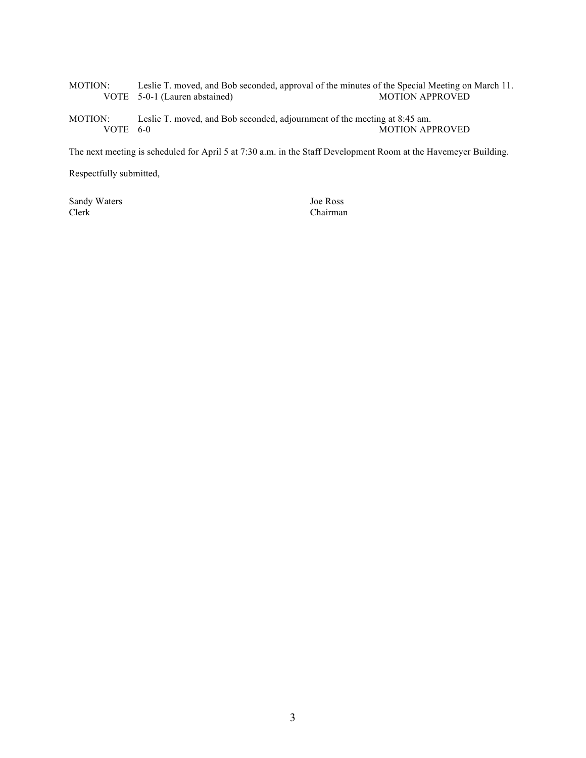MOTION: Leslie T. moved, and Bob seconded, approval of the minutes of the Special Meeting on March 11.
VOTE 5-0-1 (Lauren abstained) MOTION APPROVED

MOTION: Leslie T. moved, and Bob seconded, adjournment of the meeting at 8:45 am.
VOTE 6-0 MOTION APPROVED

The next meeting is scheduled for April 5 at 7:30 a.m. in the Staff Development Room at the Havemeyer Building.

Respectfully submitted,

Sandy Waters
Clerk

Joe Ross
Chairman